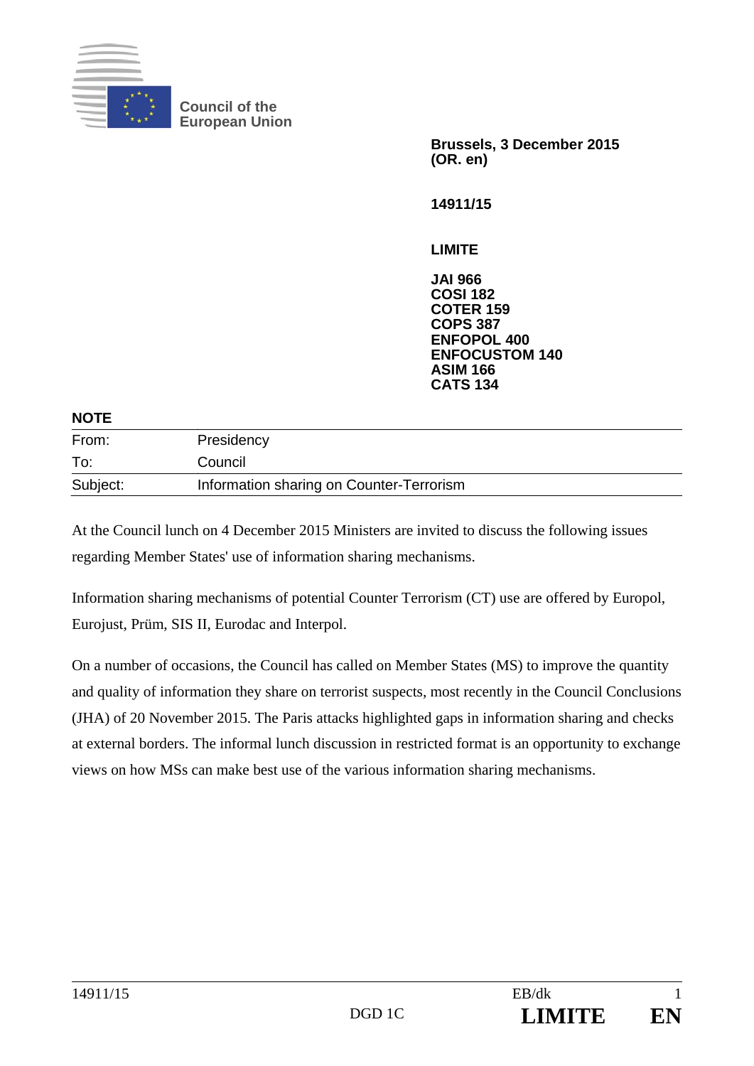Council of the European Union

**Brussels, 3 December 2015**
**(OR. en)**

**14911/15**

**LIMITE**

**JAI 966**
**COSI 182**
**COTER 159**
**COPS 387**
**ENFOPOL 400**
**ENFOCUSTOM 140**
**ASIM 166**
**CATS 134**

**NOTE**

| | |
|---|---|
| From: | Presidency |
| To: | Council |
| Subject: | Information sharing on Counter-Terrorism |

At the Council lunch on 4 December 2015 Ministers are invited to discuss the following issues regarding Member States' use of information sharing mechanisms.

Information sharing mechanisms of potential Counter Terrorism (CT) use are offered by Europol, Eurojust, Prüm, SIS II, Eurodac and Interpol.

On a number of occasions, the Council has called on Member States (MS) to improve the quantity and quality of information they share on terrorist suspects, most recently in the Council Conclusions (JHA) of 20 November 2015. The Paris attacks highlighted gaps in information sharing and checks at external borders. The informal lunch discussion in restricted format is an opportunity to exchange views on how MSs can make best use of the various information sharing mechanisms.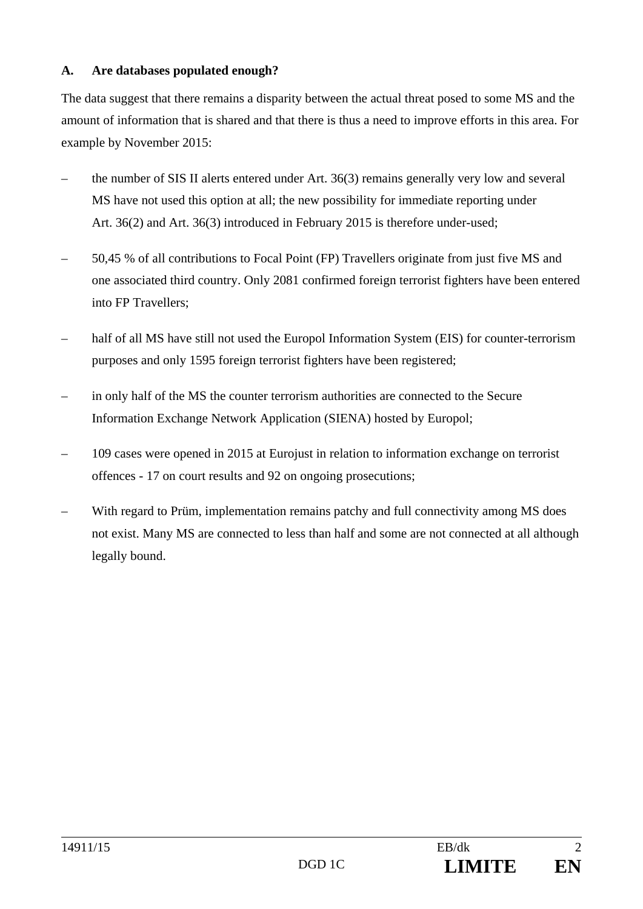### A. Are databases populated enough?

The data suggest that there remains a disparity between the actual threat posed to some MS and the amount of information that is shared and that there is thus a need to improve efforts in this area. For example by November 2015:

- the number of SIS II alerts entered under Art. 36(3) remains generally very low and several MS have not used this option at all; the new possibility for immediate reporting under Art. 36(2) and Art. 36(3) introduced in February 2015 is therefore under-used;
- 50,45 % of all contributions to Focal Point (FP) Travellers originate from just five MS and one associated third country. Only 2081 confirmed foreign terrorist fighters have been entered into FP Travellers;
- half of all MS have still not used the Europol Information System (EIS) for counter-terrorism purposes and only 1595 foreign terrorist fighters have been registered;
- in only half of the MS the counter terrorism authorities are connected to the Secure Information Exchange Network Application (SIENA) hosted by Europol;
- 109 cases were opened in 2015 at Eurojust in relation to information exchange on terrorist offences - 17 on court results and 92 on ongoing prosecutions;
- With regard to Prüm, implementation remains patchy and full connectivity among MS does not exist. Many MS are connected to less than half and some are not connected at all although legally bound.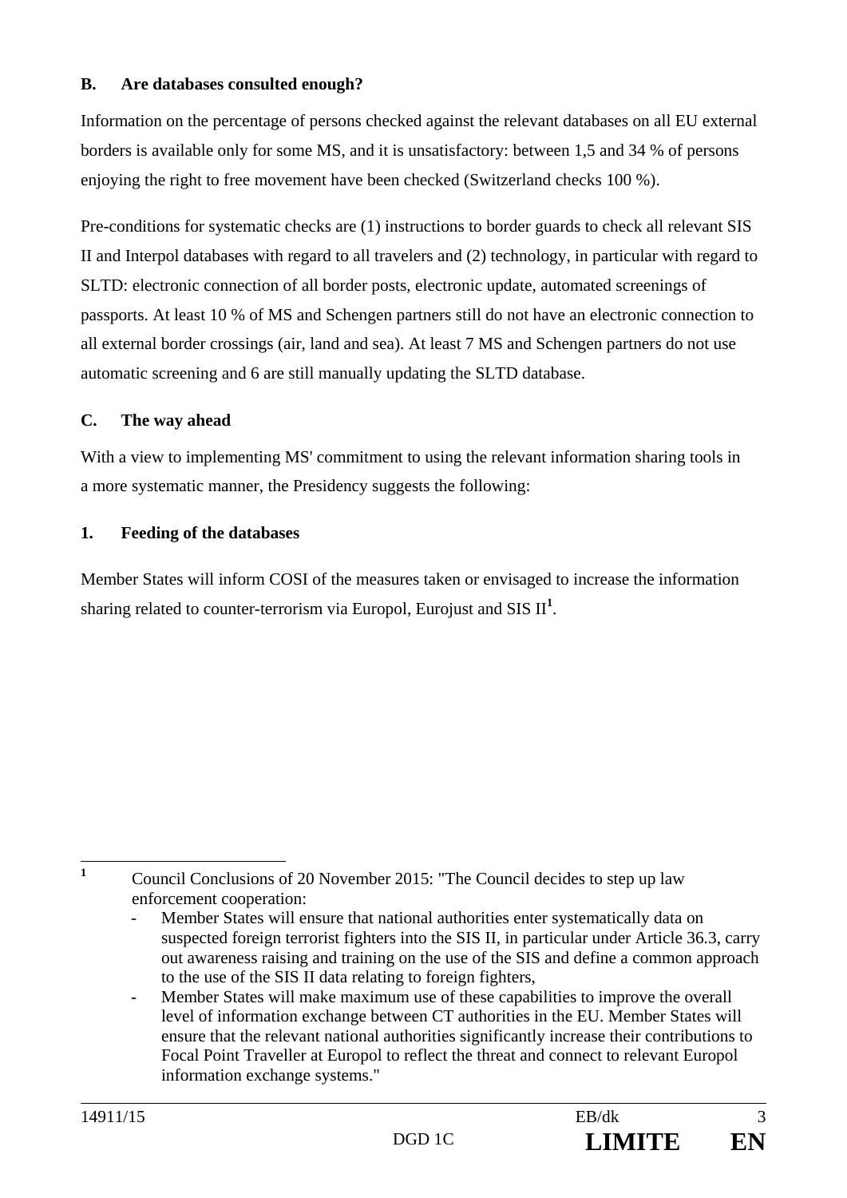## B. Are databases consulted enough?

Information on the percentage of persons checked against the relevant databases on all EU external borders is available only for some MS, and it is unsatisfactory: between 1,5 and 34 % of persons enjoying the right to free movement have been checked (Switzerland checks 100 %).

Pre-conditions for systematic checks are (1) instructions to border guards to check all relevant SIS II and Interpol databases with regard to all travelers and (2) technology, in particular with regard to SLTD: electronic connection of all border posts, electronic update, automated screenings of passports. At least 10 % of MS and Schengen partners still do not have an electronic connection to all external border crossings (air, land and sea). At least 7 MS and Schengen partners do not use automatic screening and 6 are still manually updating the SLTD database.

## C. The way ahead

With a view to implementing MS' commitment to using the relevant information sharing tools in a more systematic manner, the Presidency suggests the following:

### 1. Feeding of the databases

Member States will inform COSI of the measures taken or envisaged to increase the information sharing related to counter-terrorism via Europol, Eurojust and SIS II[1].

---

[1] Council Conclusions of 20 November 2015: "The Council decides to step up law enforcement cooperation:

- Member States will ensure that national authorities enter systematically data on suspected foreign terrorist fighters into the SIS II, in particular under Article 36.3, carry out awareness raising and training on the use of the SIS and define a common approach to the use of the SIS II data relating to foreign fighters,
- Member States will make maximum use of these capabilities to improve the overall level of information exchange between CT authorities in the EU. Member States will ensure that the relevant national authorities significantly increase their contributions to Focal Point Traveller at Europol to reflect the threat and connect to relevant Europol information exchange systems."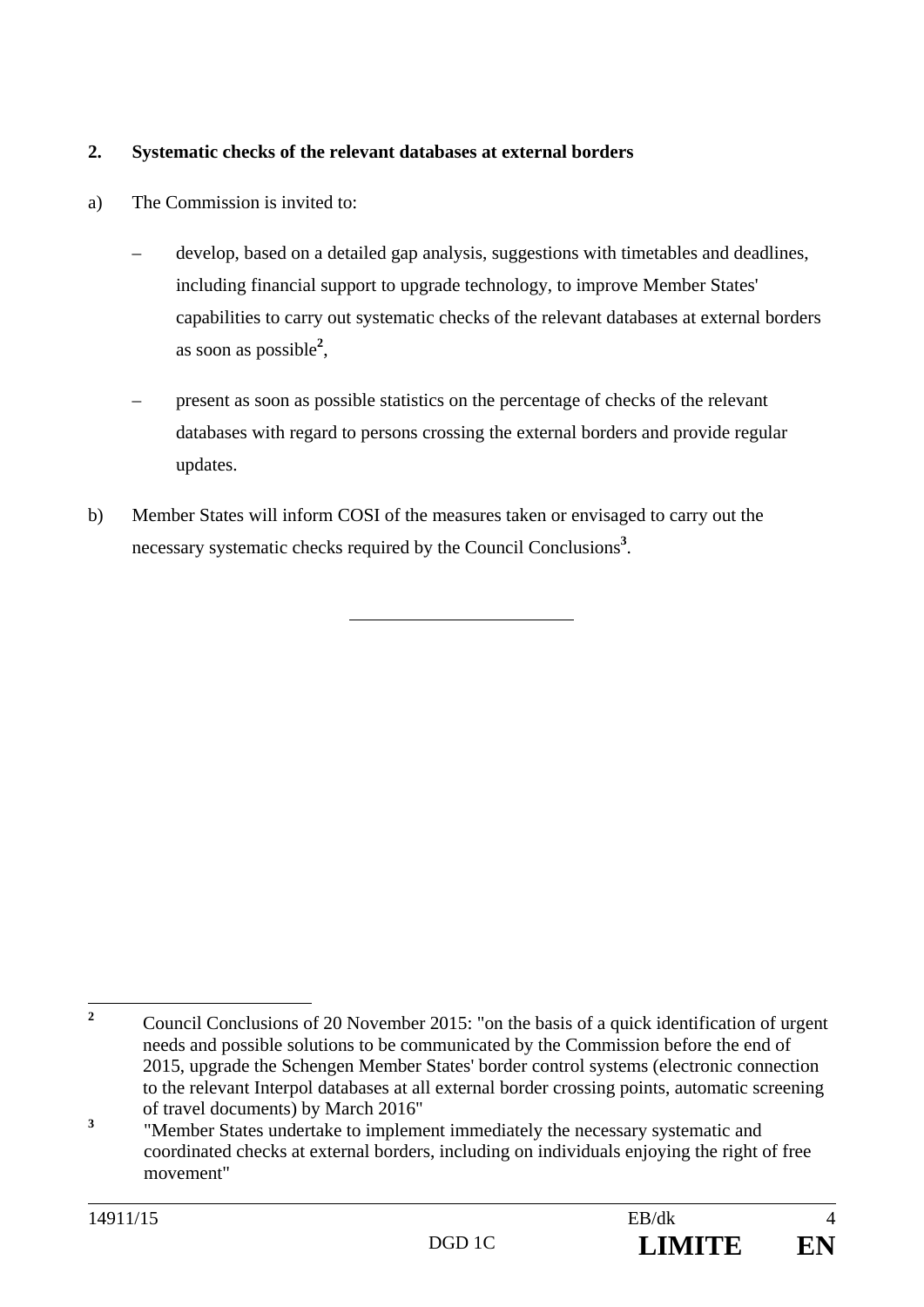## 2. Systematic checks of the relevant databases at external borders

a) The Commission is invited to:

- develop, based on a detailed gap analysis, suggestions with timetables and deadlines, including financial support to upgrade technology, to improve Member States' capabilities to carry out systematic checks of the relevant databases at external borders as soon as possible[2],
- present as soon as possible statistics on the percentage of checks of the relevant databases with regard to persons crossing the external borders and provide regular updates.

b) Member States will inform COSI of the measures taken or envisaged to carry out the necessary systematic checks required by the Council Conclusions[3].

---

[2] Council Conclusions of 20 November 2015: "on the basis of a quick identification of urgent needs and possible solutions to be communicated by the Commission before the end of 2015, upgrade the Schengen Member States' border control systems (electronic connection to the relevant Interpol databases at all external border crossing points, automatic screening of travel documents) by March 2016"

[3] "Member States undertake to implement immediately the necessary systematic and coordinated checks at external borders, including on individuals enjoying the right of free movement"